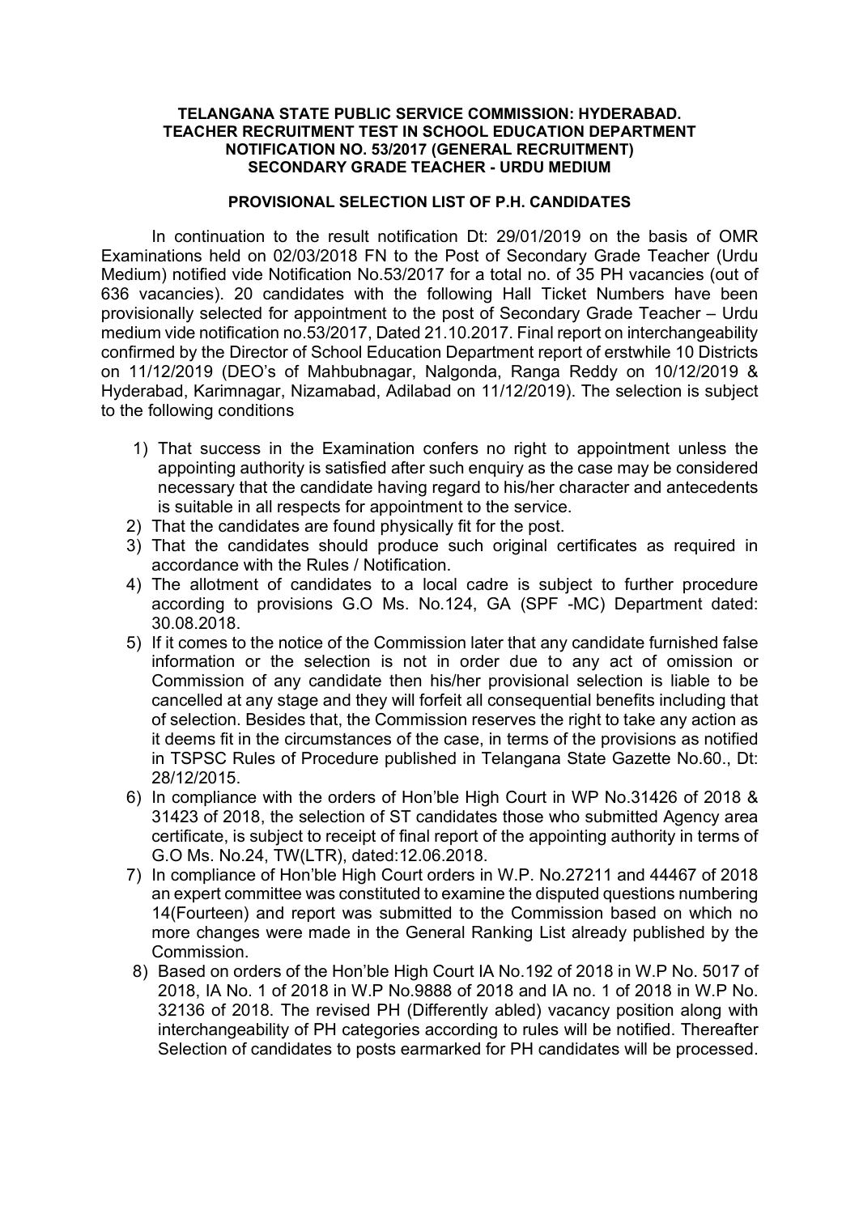**TELANGANA STATE PUBLIC SERVICE COMMISSION: HYDERABAD.**
**TEACHER RECRUITMENT TEST IN SCHOOL EDUCATION DEPARTMENT**
**NOTIFICATION NO. 53/2017 (GENERAL RECRUITMENT)**
**SECONDARY GRADE TEACHER - URDU MEDIUM**

**PROVISIONAL SELECTION LIST OF P.H. CANDIDATES**

In continuation to the result notification Dt: 29/01/2019 on the basis of OMR Examinations held on 02/03/2018 FN to the Post of Secondary Grade Teacher (Urdu Medium) notified vide Notification No.53/2017 for a total no. of 35 PH vacancies (out of 636 vacancies). 20 candidates with the following Hall Ticket Numbers have been provisionally selected for appointment to the post of Secondary Grade Teacher – Urdu medium vide notification no.53/2017, Dated 21.10.2017. Final report on interchangeability confirmed by the Director of School Education Department report of erstwhile 10 Districts on 11/12/2019 (DEO's of Mahbubnagar, Nalgonda, Ranga Reddy on 10/12/2019 & Hyderabad, Karimnagar, Nizamabad, Adilabad on 11/12/2019). The selection is subject to the following conditions

1) That success in the Examination confers no right to appointment unless the appointing authority is satisfied after such enquiry as the case may be considered necessary that the candidate having regard to his/her character and antecedents is suitable in all respects for appointment to the service.
2) That the candidates are found physically fit for the post.
3) That the candidates should produce such original certificates as required in accordance with the Rules / Notification.
4) The allotment of candidates to a local cadre is subject to further procedure according to provisions G.O Ms. No.124, GA (SPF -MC) Department dated: 30.08.2018.
5) If it comes to the notice of the Commission later that any candidate furnished false information or the selection is not in order due to any act of omission or Commission of any candidate then his/her provisional selection is liable to be cancelled at any stage and they will forfeit all consequential benefits including that of selection. Besides that, the Commission reserves the right to take any action as it deems fit in the circumstances of the case, in terms of the provisions as notified in TSPSC Rules of Procedure published in Telangana State Gazette No.60., Dt: 28/12/2015.
6) In compliance with the orders of Hon'ble High Court in WP No.31426 of 2018 & 31423 of 2018, the selection of ST candidates those who submitted Agency area certificate, is subject to receipt of final report of the appointing authority in terms of G.O Ms. No.24, TW(LTR), dated:12.06.2018.
7) In compliance of Hon'ble High Court orders in W.P. No.27211 and 44467 of 2018 an expert committee was constituted to examine the disputed questions numbering 14(Fourteen) and report was submitted to the Commission based on which no more changes were made in the General Ranking List already published by the Commission.
8) Based on orders of the Hon'ble High Court IA No.192 of 2018 in W.P No. 5017 of 2018, IA No. 1 of 2018 in W.P No.9888 of 2018 and IA no. 1 of 2018 in W.P No. 32136 of 2018. The revised PH (Differently abled) vacancy position along with interchangeability of PH categories according to rules will be notified. Thereafter Selection of candidates to posts earmarked for PH candidates will be processed.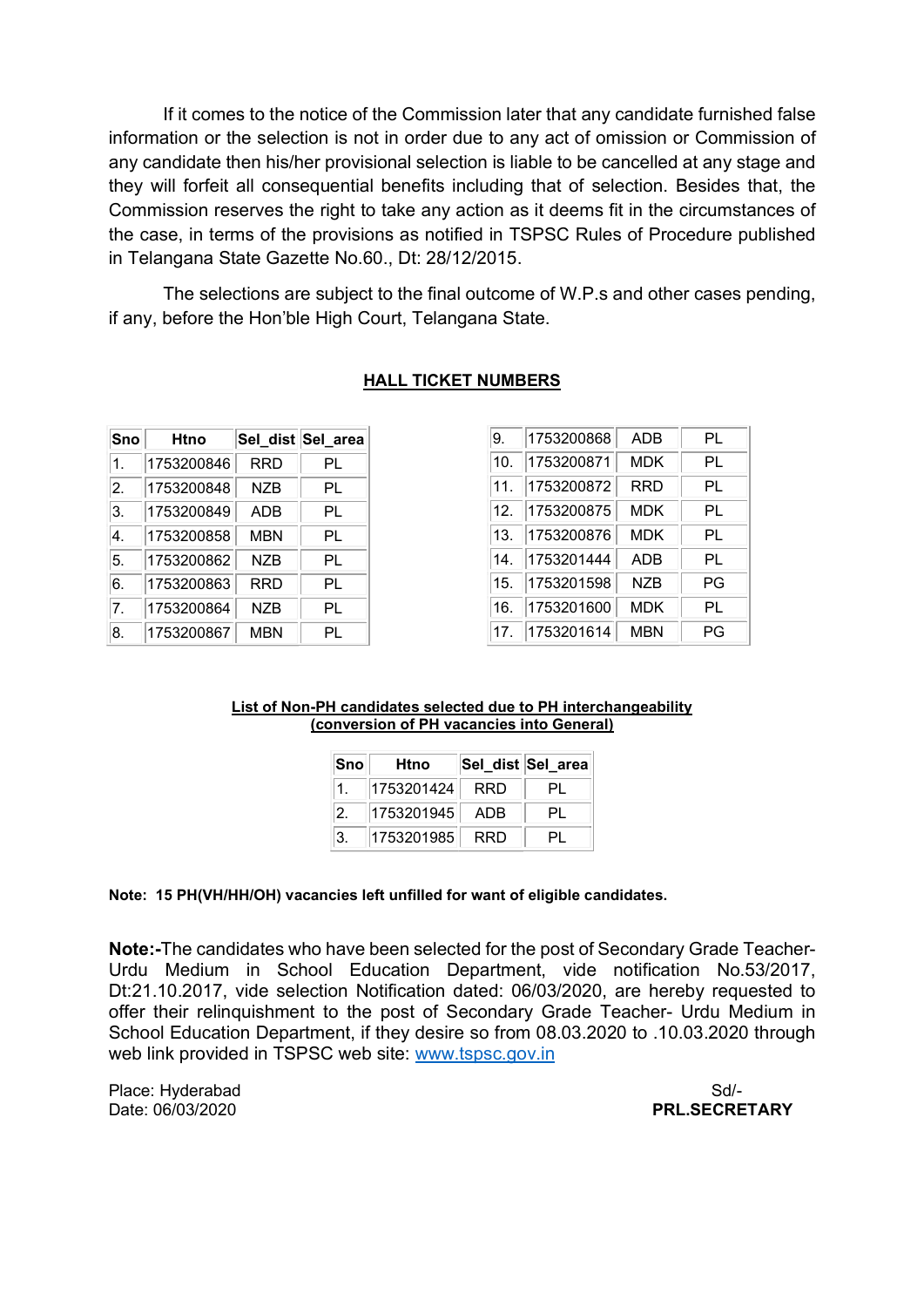If it comes to the notice of the Commission later that any candidate furnished false information or the selection is not in order due to any act of omission or Commission of any candidate then his/her provisional selection is liable to be cancelled at any stage and they will forfeit all consequential benefits including that of selection. Besides that, the Commission reserves the right to take any action as it deems fit in the circumstances of the case, in terms of the provisions as notified in TSPSC Rules of Procedure published in Telangana State Gazette No.60., Dt: 28/12/2015.

The selections are subject to the final outcome of W.P.s and other cases pending, if any, before the Hon'ble High Court, Telangana State.

## HALL TICKET NUMBERS

| Sno | Htno | Sel_dist | Sel_area |
|---|---|---|---|
| 1. | 1753200846 | RRD | PL |
| 2. | 1753200848 | NZB | PL |
| 3. | 1753200849 | ADB | PL |
| 4. | 1753200858 | MBN | PL |
| 5. | 1753200862 | NZB | PL |
| 6. | 1753200863 | RRD | PL |
| 7. | 1753200864 | NZB | PL |
| 8. | 1753200867 | MBN | PL |
| 9. | 1753200868 | ADB | PL |
| 10. | 1753200871 | MDK | PL |
| 11. | 1753200872 | RRD | PL |
| 12. | 1753200875 | MDK | PL |
| 13. | 1753200876 | MDK | PL |
| 14. | 1753201444 | ADB | PL |
| 15. | 1753201598 | NZB | PG |
| 16. | 1753201600 | MDK | PL |
| 17. | 1753201614 | MBN | PG |

**List of Non-PH candidates selected due to PH interchangeability (conversion of PH vacancies into General)**

| Sno | Htno | Sel_dist | Sel_area |
|---|---|---|---|
| 1. | 1753201424 | RRD | PL |
| 2. | 1753201945 | ADB | PL |
| 3. | 1753201985 | RRD | PL |

**Note: 15 PH(VH/HH/OH) vacancies left unfilled for want of eligible candidates.**

**Note:-**The candidates who have been selected for the post of Secondary Grade Teacher- Urdu Medium in School Education Department, vide notification No.53/2017, Dt:21.10.2017, vide selection Notification dated: 06/03/2020, are hereby requested to offer their relinquishment to the post of Secondary Grade Teacher- Urdu Medium in School Education Department, if they desire so from 08.03.2020 to .10.03.2020 through web link provided in TSPSC web site: www.tspsc.gov.in

Place: Hyderabad
Date: 06/03/2020

Sd/-
**PRL.SECRETARY**